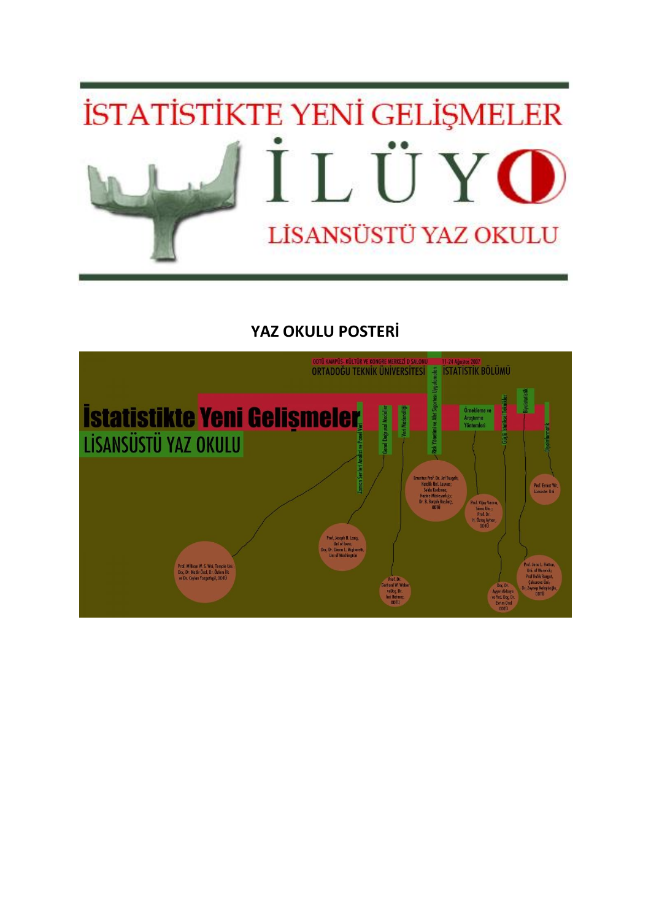# İSTATİSTİKTE YENİ GELİŞMELER

# İLÜY

## LİSANSÜSTÜ YAZ OKULU

### YAZ OKULU POSTERİ

ODTÜ KAMPÜS- KÜLTÜR VE KONGRE MERKEZİ D SALONU 11-24 Ağustos 2007

ORTADOĞU TEKNİK ÜNİVERSİTESİ İSTATİSTİK BÖLÜMÜ

**İstatistikte Yeni Gelişmeler**

LİSANSÜSTÜ YAZ OKULU

Zaman Serileri Analizi ve Panel Veri

Genel Doğrusal Modeller

Veri Madenciliği

Risk Yönetimi ve Aktüer Sigortası Uygulamaları

Örnekleme ve Araştırma Yöntemleri

Güçlü İstatistiksel Teknikler

Biyoistatistik

Biyoinformatik

Prof. William W. S. Wei, Temple Uni; Doç. Dr. Nadir Öcal, Dr. Özlem İlk ve Dr. Ceylan Yozgatlıgil, ODTÜ

Prof. Joseph B. Lang, Uni of Iowa; Doç. Dr. Elena L. Migliaretti, Uni of Washington

Prof. Dr. Gerhard W. Weber ve Doç. Dr. İnci Batmaz, ODTÜ

Emeritus Prof. Dr. Jef Teugels, Katolik Uni. Leuven; Selda Korkmaz, Hazine Müsteşarlığı; Dr. B. Burçak Başbuğ, ODTÜ

Prof. Vijay Verma, Siena Uni.; Prof. Dr. H. Öztaş Ayhan, ODTÜ

Doç. Dr. Ayşen Akkaya ve Yrd. Doç. Dr. Evrim Oral, ODTÜ

Prof. Jane L. Hutton, Uni. of Warwick; Prof Refik Burgut, Çukurova Uni; Dr. Zeynep Kalaylıoğlu, ODTÜ

Prof. Ernst Wit, Lancaster Uni.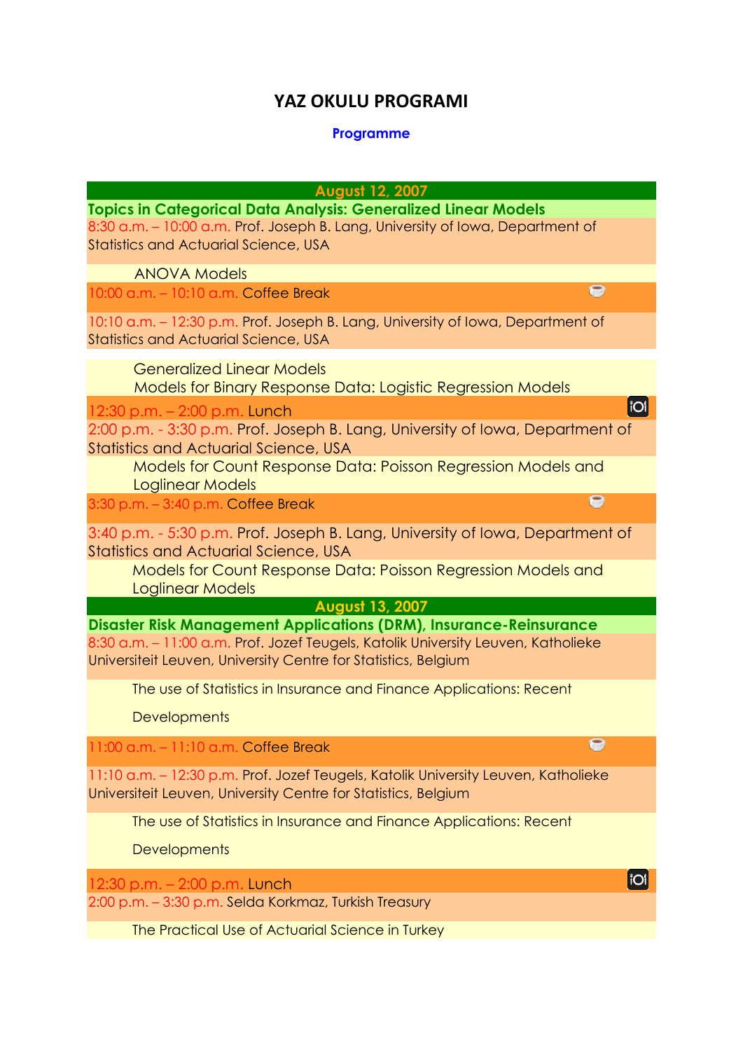# YAZ OKULU PROGRAMI

**Programme**

## August 12, 2007

### Topics in Categorical Data Analysis: Generalized Linear Models

8:30 a.m. – 10:00 a.m. Prof. Joseph B. Lang, University of Iowa, Department of Statistics and Actuarial Science, USA

ANOVA Models

10:00 a.m. – 10:10 a.m. Coffee Break

10:10 a.m. – 12:30 p.m. Prof. Joseph B. Lang, University of Iowa, Department of Statistics and Actuarial Science, USA

Generalized Linear Models
Models for Binary Response Data: Logistic Regression Models

12:30 p.m. – 2:00 p.m. Lunch

2:00 p.m. - 3:30 p.m. Prof. Joseph B. Lang, University of Iowa, Department of Statistics and Actuarial Science, USA

Models for Count Response Data: Poisson Regression Models and Loglinear Models

3:30 p.m. – 3:40 p.m. Coffee Break

3:40 p.m. - 5:30 p.m. Prof. Joseph B. Lang, University of Iowa, Department of Statistics and Actuarial Science, USA

Models for Count Response Data: Poisson Regression Models and Loglinear Models

## August 13, 2007

### Disaster Risk Management Applications (DRM), Insurance-Reinsurance

8:30 a.m. – 11:00 a.m. Prof. Jozef Teugels, Katolik University Leuven, Katholieke Universiteit Leuven, University Centre for Statistics, Belgium

The use of Statistics in Insurance and Finance Applications: Recent Developments

11:00 a.m. – 11:10 a.m. Coffee Break

11:10 a.m. – 12:30 p.m. Prof. Jozef Teugels, Katolik University Leuven, Katholieke Universiteit Leuven, University Centre for Statistics, Belgium

The use of Statistics in Insurance and Finance Applications: Recent Developments

12:30 p.m. – 2:00 p.m. Lunch

2:00 p.m. – 3:30 p.m. Selda Korkmaz, Turkish Treasury

The Practical Use of Actuarial Science in Turkey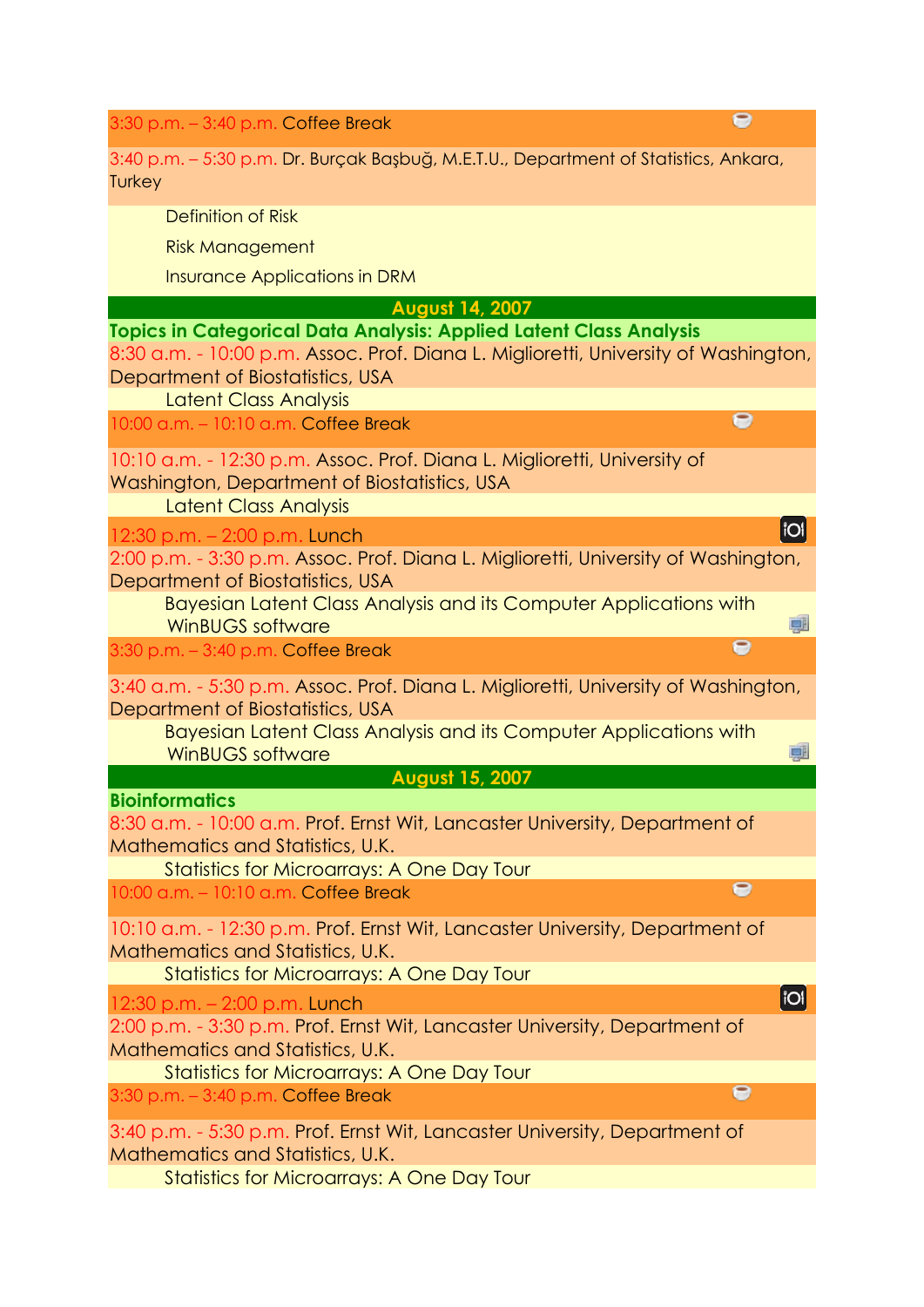3:30 p.m. – 3:40 p.m. Coffee Break

3:40 p.m. – 5:30 p.m. Dr. Burçak Başbuğ, M.E.T.U., Department of Statistics, Ankara, Turkey

- Definition of Risk
- Risk Management
- Insurance Applications in DRM

## August 14, 2007

### Topics in Categorical Data Analysis: Applied Latent Class Analysis

8:30 a.m. - 10:00 p.m. Assoc. Prof. Diana L. Miglioretti, University of Washington, Department of Biostatistics, USA

- Latent Class Analysis

10:00 a.m. – 10:10 a.m. Coffee Break

10:10 a.m. - 12:30 p.m. Assoc. Prof. Diana L. Miglioretti, University of Washington, Department of Biostatistics, USA

- Latent Class Analysis

12:30 p.m. – 2:00 p.m. Lunch

2:00 p.m. - 3:30 p.m. Assoc. Prof. Diana L. Miglioretti, University of Washington, Department of Biostatistics, USA

- Bayesian Latent Class Analysis and its Computer Applications with WinBUGS software

3:30 p.m. – 3:40 p.m. Coffee Break

3:40 a.m. - 5:30 p.m. Assoc. Prof. Diana L. Miglioretti, University of Washington, Department of Biostatistics, USA

- Bayesian Latent Class Analysis and its Computer Applications with WinBUGS software

## August 15, 2007

### Bioinformatics

8:30 a.m. - 10:00 a.m. Prof. Ernst Wit, Lancaster University, Department of Mathematics and Statistics, U.K.

- Statistics for Microarrays: A One Day Tour

10:00 a.m. – 10:10 a.m. Coffee Break

10:10 a.m. - 12:30 p.m. Prof. Ernst Wit, Lancaster University, Department of Mathematics and Statistics, U.K.

- Statistics for Microarrays: A One Day Tour

12:30 p.m. – 2:00 p.m. Lunch

2:00 p.m. - 3:30 p.m. Prof. Ernst Wit, Lancaster University, Department of Mathematics and Statistics, U.K.

- Statistics for Microarrays: A One Day Tour

3:30 p.m. – 3:40 p.m. Coffee Break

3:40 p.m. - 5:30 p.m. Prof. Ernst Wit, Lancaster University, Department of Mathematics and Statistics, U.K.

- Statistics for Microarrays: A One Day Tour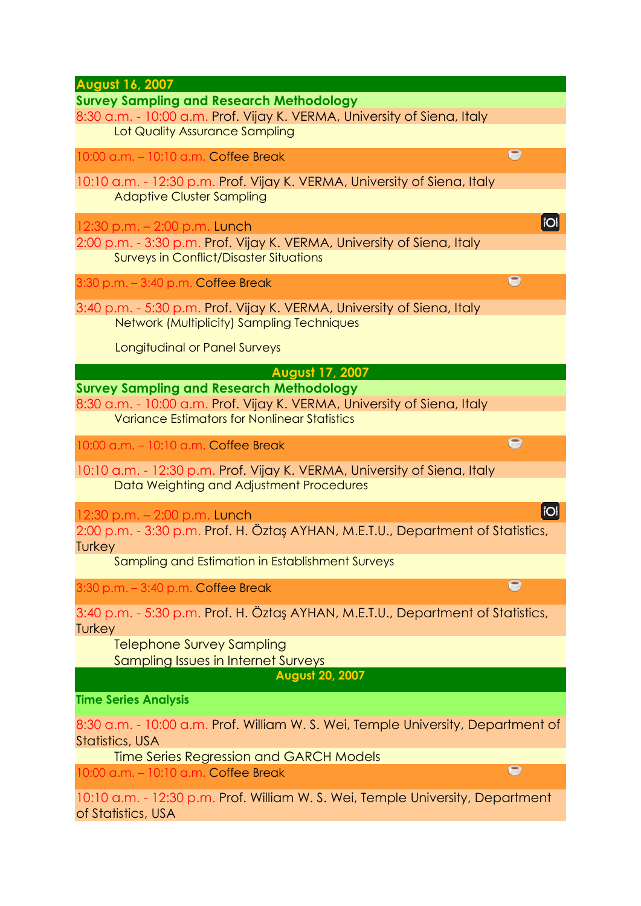## August 16, 2007

### Survey Sampling and Research Methodology

8:30 a.m. - 10:00 a.m. Prof. Vijay K. VERMA, University of Siena, Italy
Lot Quality Assurance Sampling

10:00 a.m. – 10:10 a.m. Coffee Break

10:10 a.m. - 12:30 p.m. Prof. Vijay K. VERMA, University of Siena, Italy
Adaptive Cluster Sampling

12:30 p.m. – 2:00 p.m. Lunch

2:00 p.m. - 3:30 p.m. Prof. Vijay K. VERMA, University of Siena, Italy
Surveys in Conflict/Disaster Situations

3:30 p.m. – 3:40 p.m. Coffee Break

3:40 p.m. - 5:30 p.m. Prof. Vijay K. VERMA, University of Siena, Italy
Network (Multiplicity) Sampling Techniques

Longitudinal or Panel Surveys

## August 17, 2007

### Survey Sampling and Research Methodology

8:30 a.m. - 10:00 a.m. Prof. Vijay K. VERMA, University of Siena, Italy
Variance Estimators for Nonlinear Statistics

10:00 a.m. – 10:10 a.m. Coffee Break

10:10 a.m. - 12:30 p.m. Prof. Vijay K. VERMA, University of Siena, Italy
Data Weighting and Adjustment Procedures

12:30 p.m. – 2:00 p.m. Lunch

2:00 p.m. - 3:30 p.m. Prof. H. Öztaş AYHAN, M.E.T.U., Department of Statistics, Turkey
Sampling and Estimation in Establishment Surveys

3:30 p.m. – 3:40 p.m. Coffee Break

3:40 p.m. - 5:30 p.m. Prof. H. Öztaş AYHAN, M.E.T.U., Department of Statistics, Turkey
Telephone Survey Sampling
Sampling Issues in Internet Surveys

## August 20, 2007

### Time Series Analysis

8:30 a.m. - 10:00 a.m. Prof. William W. S. Wei, Temple University, Department of Statistics, USA
Time Series Regression and GARCH Models

10:00 a.m. – 10:10 a.m. Coffee Break

10:10 a.m. - 12:30 p.m. Prof. William W. S. Wei, Temple University, Department of Statistics, USA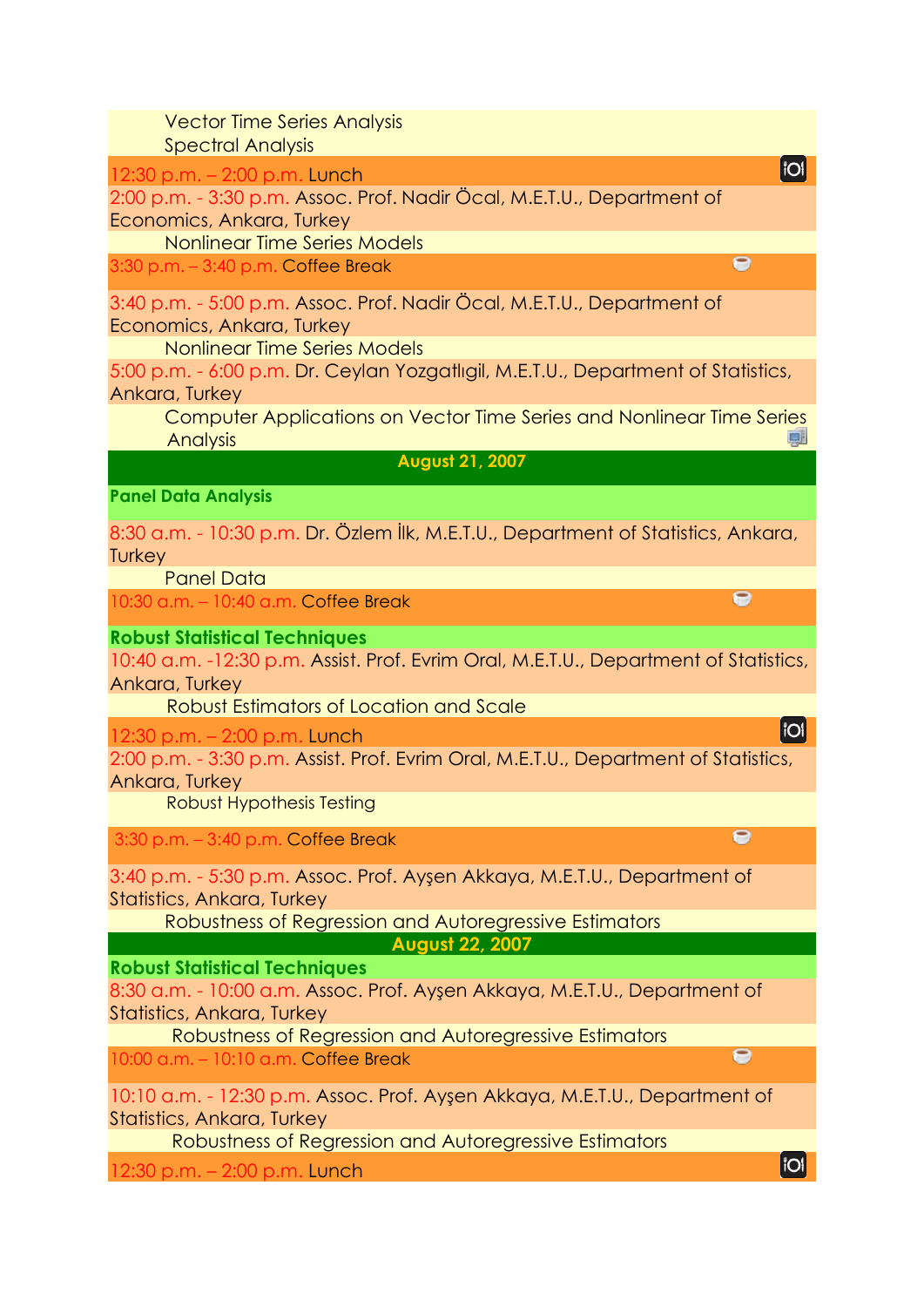Vector Time Series Analysis
Spectral Analysis

12:30 p.m. – 2:00 p.m. Lunch

2:00 p.m. - 3:30 p.m. Assoc. Prof. Nadir Öcal, M.E.T.U., Department of Economics, Ankara, Turkey
Nonlinear Time Series Models

3:30 p.m. – 3:40 p.m. Coffee Break

3:40 p.m. - 5:00 p.m. Assoc. Prof. Nadir Öcal, M.E.T.U., Department of Economics, Ankara, Turkey
Nonlinear Time Series Models

5:00 p.m. - 6:00 p.m. Dr. Ceylan Yozgatlıgil, M.E.T.U., Department of Statistics, Ankara, Turkey
Computer Applications on Vector Time Series and Nonlinear Time Series Analysis

## August 21, 2007

### Panel Data Analysis

8:30 a.m. - 10:30 p.m. Dr. Özlem İlk, M.E.T.U., Department of Statistics, Ankara, Turkey
Panel Data

10:30 a.m. – 10:40 a.m. Coffee Break

### Robust Statistical Techniques

10:40 a.m. -12:30 p.m. Assist. Prof. Evrim Oral, M.E.T.U., Department of Statistics, Ankara, Turkey
Robust Estimators of Location and Scale

12:30 p.m. – 2:00 p.m. Lunch

2:00 p.m. - 3:30 p.m. Assist. Prof. Evrim Oral, M.E.T.U., Department of Statistics, Ankara, Turkey
Robust Hypothesis Testing

3:30 p.m. – 3:40 p.m. Coffee Break

3:40 p.m. - 5:30 p.m. Assoc. Prof. Ayşen Akkaya, M.E.T.U., Department of Statistics, Ankara, Turkey
Robustness of Regression and Autoregressive Estimators

## August 22, 2007

### Robust Statistical Techniques

8:30 a.m. - 10:00 a.m. Assoc. Prof. Ayşen Akkaya, M.E.T.U., Department of Statistics, Ankara, Turkey
Robustness of Regression and Autoregressive Estimators

10:00 a.m. – 10:10 a.m. Coffee Break

10:10 a.m. - 12:30 p.m. Assoc. Prof. Ayşen Akkaya, M.E.T.U., Department of Statistics, Ankara, Turkey
Robustness of Regression and Autoregressive Estimators

12:30 p.m. – 2:00 p.m. Lunch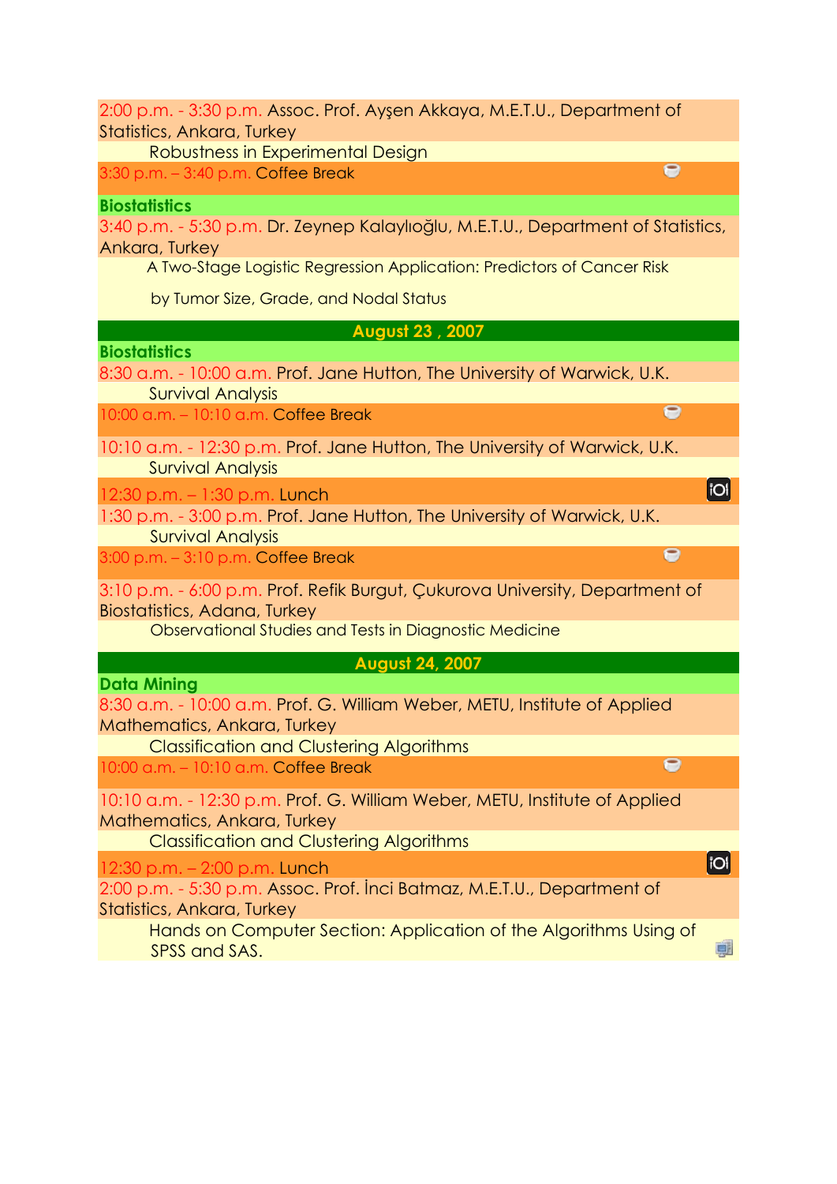2:00 p.m. - 3:30 p.m. Assoc. Prof. Ayşen Akkaya, M.E.T.U., Department of Statistics, Ankara, Turkey

Robustness in Experimental Design

3:30 p.m. – 3:40 p.m. Coffee Break

**Biostatistics**

3:40 p.m. - 5:30 p.m. Dr. Zeynep Kalaylıoğlu, M.E.T.U., Department of Statistics, Ankara, Turkey

A Two-Stage Logistic Regression Application: Predictors of Cancer Risk

by Tumor Size, Grade, and Nodal Status

## August 23 , 2007

**Biostatistics**

8:30 a.m. - 10:00 a.m. Prof. Jane Hutton, The University of Warwick, U.K.

Survival Analysis

10:00 a.m. – 10:10 a.m. Coffee Break

10:10 a.m. - 12:30 p.m. Prof. Jane Hutton, The University of Warwick, U.K.

Survival Analysis

12:30 p.m. – 1:30 p.m. Lunch

1:30 p.m. - 3:00 p.m. Prof. Jane Hutton, The University of Warwick, U.K.

Survival Analysis

3:00 p.m. – 3:10 p.m. Coffee Break

3:10 p.m. - 6:00 p.m. Prof. Refik Burgut, Çukurova University, Department of Biostatistics, Adana, Turkey

Observational Studies and Tests in Diagnostic Medicine

## August 24, 2007

**Data Mining**

8:30 a.m. - 10:00 a.m. Prof. G. William Weber, METU, Institute of Applied Mathematics, Ankara, Turkey

Classification and Clustering Algorithms

10:00 a.m. – 10:10 a.m. Coffee Break

10:10 a.m. - 12:30 p.m. Prof. G. William Weber, METU, Institute of Applied Mathematics, Ankara, Turkey

Classification and Clustering Algorithms

12:30 p.m. – 2:00 p.m. Lunch

2:00 p.m. - 5:30 p.m. Assoc. Prof. İnci Batmaz, M.E.T.U., Department of Statistics, Ankara, Turkey

Hands on Computer Section: Application of the Algorithms Using of SPSS and SAS.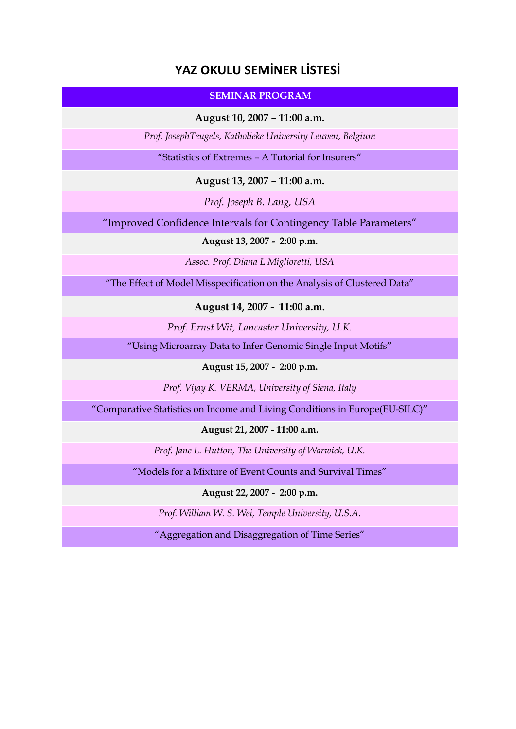# YAZ OKULU SEMİNER LİSTESİ

| SEMINAR PROGRAM |
|---|
| **August 10, 2007 – 11:00 a.m.** |
| *Prof. JosephTeugels, Katholieke University Leuven, Belgium* |
| "Statistics of Extremes – A Tutorial for Insurers" |
| **August 13, 2007 – 11:00 a.m.** |
| *Prof. Joseph B. Lang, USA* |
| "Improved Confidence Intervals for Contingency Table Parameters" |
| **August 13, 2007 - 2:00 p.m.** |
| *Assoc. Prof. Diana L Miglioretti, USA* |
| "The Effect of Model Misspecification on the Analysis of Clustered Data" |
| **August 14, 2007 - 11:00 a.m.** |
| *Prof. Ernst Wit, Lancaster University, U.K.* |
| "Using Microarray Data to Infer Genomic Single Input Motifs" |
| **August 15, 2007 - 2:00 p.m.** |
| *Prof. Vijay K. VERMA, University of Siena, Italy* |
| "Comparative Statistics on Income and Living Conditions in Europe(EU-SILC)" |
| **August 21, 2007 - 11:00 a.m.** |
| *Prof. Jane L. Hutton, The University of Warwick, U.K.* |
| "Models for a Mixture of Event Counts and Survival Times" |
| **August 22, 2007 - 2:00 p.m.** |
| *Prof. William W. S. Wei, Temple University, U.S.A.* |
| "Aggregation and Disaggregation of Time Series" |